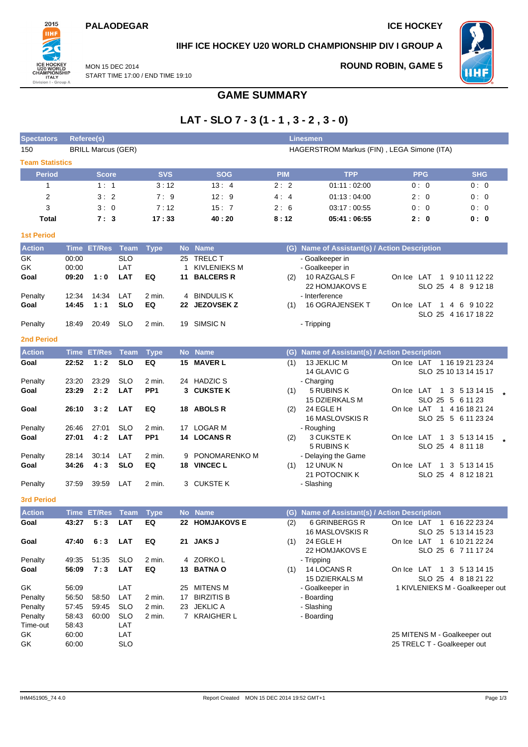PALAODEGAR

ICE HOCKEY

IIHF ICE HOCKEY U20 WORLD CHAMPIONSHIP DIV I GROUP A

MON 15 DEC 2014
START TIME 17:00 / END TIME 19:10

ROUND ROBIN, GAME 5

# GAME SUMMARY

## LAT - SLO 7 - 3 (1 - 1 , 3 - 2 , 3 - 0)

| Spectators | Referee(s) | Linesmen |
|---|---|---|
| 150 | BRILL Marcus (GER) | HAGERSTROM Markus (FIN) , LEGA Simone (ITA) |

### Team Statistics

| Period | Score | SVS | SOG | PIM | TPP | PPG | SHG |
|---|---|---|---|---|---|---|---|
| 1 | 1 : 1 | 3 : 12 | 13 : 4 | 2 : 2 | 01:11 : 02:00 | 0 : 0 | 0 : 0 |
| 2 | 3 : 2 | 7 : 9 | 12 : 9 | 4 : 4 | 01:13 : 04:00 | 2 : 0 | 0 : 0 |
| 3 | 3 : 0 | 7 : 12 | 15 : 7 | 2 : 6 | 03:17 : 00:55 | 0 : 0 | 0 : 0 |
| **Total** | **7 : 3** | **17 : 33** | **40 : 20** | **8 : 12** | **05:41 : 06:55** | **2 : 0** | **0 : 0** |

### 1st Period

| Action | Time | ET/Res | Team | Type | No | Name | (G) | Name of Assistant(s) / Action Description | On Ice |
|---|---|---|---|---|---|---|---|---|---|
| GK | 00:00 | | SLO | | 25 | TRELC T | | - Goalkeeper in | |
| GK | 00:00 | | LAT | | 1 | KIVLENIEKS M | | - Goalkeeper in | |
| **Goal** | **09:20** | **1 : 0** | **LAT** | **EQ** | **11** | **BALCERS R** | (2) | 10 RAZGALS F<br>22 HOMJAKOVS E | LAT 1 9 10 11 12 22<br>SLO 25 4 8 9 12 18 |
| Penalty | 12:34 | 14:34 | LAT | 2 min. | 4 | BINDULIS K | | - Interference | |
| **Goal** | **14:45** | **1 : 1** | **SLO** | **EQ** | **22** | **JEZOVSEK Z** | (1) | 16 OGRAJENSEK T | LAT 1 4 6 9 10 22<br>SLO 25 4 16 17 18 22 |
| Penalty | 18:49 | 20:49 | SLO | 2 min. | 19 | SIMSIC N | | - Tripping | |

### 2nd Period

| Action | Time | ET/Res | Team | Type | No | Name | (G) | Name of Assistant(s) / Action Description | On Ice |
|---|---|---|---|---|---|---|---|---|---|
| **Goal** | **22:52** | **1 : 2** | **SLO** | **EQ** | **15** | **MAVER L** | (1) | 13 JEKLIC M<br>14 GLAVIC G | LAT 1 16 19 21 23 24<br>SLO 25 10 13 14 15 17 |
| Penalty | 23:20 | 23:29 | SLO | 2 min. | 24 | HADZIC S | | - Charging | |
| **Goal** | **23:29** | **2 : 2** | **LAT** | **PP1** | **3** | **CUKSTE K** | (1) | 5 RUBINS K<br>15 DZIERKALS M | LAT 1 3 5 13 14 15 *<br>SLO 25 5 6 11 23 |
| **Goal** | **26:10** | **3 : 2** | **LAT** | **EQ** | **18** | **ABOLS R** | (2) | 24 EGLE H<br>16 MASLOVSKIS R | LAT 1 4 16 18 21 24<br>SLO 25 5 6 11 23 24 |
| Penalty | 26:46 | 27:01 | SLO | 2 min. | 17 | LOGAR M | | - Roughing | |
| **Goal** | **27:01** | **4 : 2** | **LAT** | **PP1** | **14** | **LOCANS R** | (2) | 3 CUKSTE K<br>5 RUBINS K | LAT 1 3 5 13 14 15 *<br>SLO 25 4 8 11 18 |
| Penalty | 28:14 | 30:14 | LAT | 2 min. | 9 | PONOMARENKO M | | - Delaying the Game | |
| **Goal** | **34:26** | **4 : 3** | **SLO** | **EQ** | **18** | **VINCEC L** | (1) | 12 UNUK N<br>21 POTOCNIK K | LAT 1 3 5 13 14 15<br>SLO 25 4 8 12 18 21 |
| Penalty | 37:59 | 39:59 | LAT | 2 min. | 3 | CUKSTE K | | - Slashing | |

### 3rd Period

| Action | Time | ET/Res | Team | Type | No | Name | (G) | Name of Assistant(s) / Action Description | On Ice |
|---|---|---|---|---|---|---|---|---|---|
| **Goal** | **43:27** | **5 : 3** | **LAT** | **EQ** | **22** | **HOMJAKOVS E** | (2) | 6 GRINBERGS R<br>16 MASLOVSKIS R | LAT 1 6 16 22 23 24<br>SLO 25 5 13 14 15 23 |
| **Goal** | **47:40** | **6 : 3** | **LAT** | **EQ** | **21** | **JAKS J** | (1) | 24 EGLE H<br>22 HOMJAKOVS E | LAT 1 6 10 21 22 24<br>SLO 25 6 7 11 17 24 |
| Penalty | 49:35 | 51:35 | SLO | 2 min. | 4 | ZORKO L | | - Tripping | |
| **Goal** | **56:09** | **7 : 3** | **LAT** | **EQ** | **13** | **BATNA O** | (1) | 14 LOCANS R<br>15 DZIERKALS M | LAT 1 3 5 13 14 15<br>SLO 25 4 8 18 21 22 |
| GK | 56:09 | | LAT | | 25 | MITENS M | | - Goalkeeper in | 1 KIVLENIEKS M - Goalkeeper out |
| Penalty | 56:50 | 58:50 | LAT | 2 min. | 17 | BIRZITIS B | | - Boarding | |
| Penalty | 57:45 | 59:45 | SLO | 2 min. | 23 | JEKLIC A | | - Slashing | |
| Penalty | 58:43 | 60:00 | SLO | 2 min. | 7 | KRAIGHER L | | - Boarding | |
| Time-out | 58:43 | | LAT | | | | | | |
| GK | 60:00 | | LAT | | | | | | 25 MITENS M - Goalkeeper out |
| GK | 60:00 | | SLO | | | | | | 25 TRELC T - Goalkeeper out |

IHM451905_74 4.0 Report Created MON 15 DEC 2014 19:52 GMT+1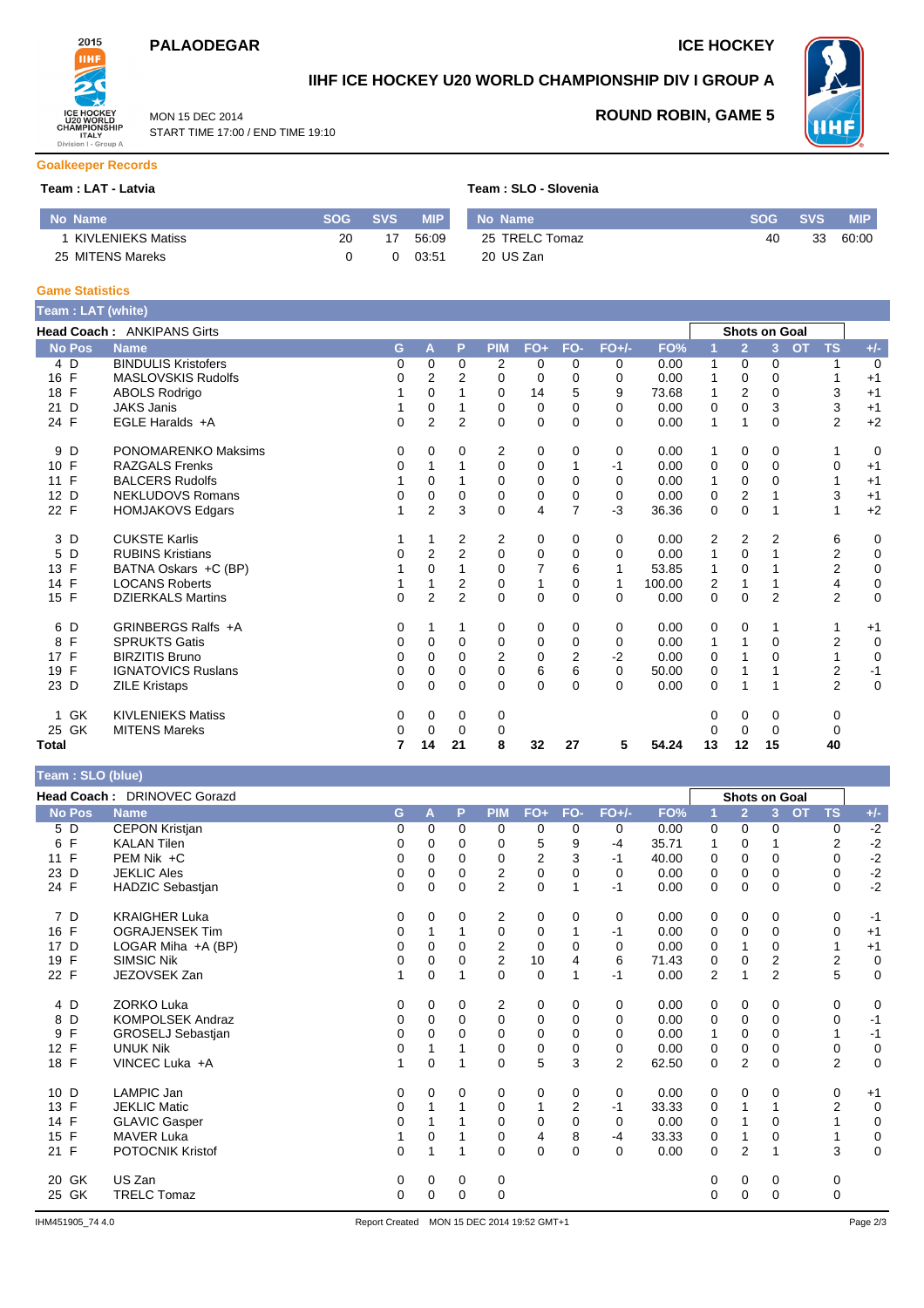# PALAODEGAR

# ICE HOCKEY

## IIHF ICE HOCKEY U20 WORLD CHAMPIONSHIP DIV I GROUP A

MON 15 DEC 2014
START TIME 17:00 / END TIME 19:10

**ROUND ROBIN, GAME 5**

### Goalkeeper Records

**Team : LAT - Latvia**

| No | Name | SOG | SVS | MIP |
|---|---|---|---|---|
| 1 | KIVLENIEKS Matiss | 20 | 17 | 56:09 |
| 25 | MITENS Mareks | 0 | 0 | 03:51 |

**Team : SLO - Slovenia**

| No | Name | SOG | SVS | MIP |
|---|---|---|---|---|
| 25 | TRELC Tomaz | 40 | 33 | 60:00 |
| 20 | US Zan | | | |

### Game Statistics

**Team : LAT (white)**

**Head Coach :** ANKIPANS Girts

| No | Pos | Name | G | A | P | PIM | FO+ | FO- | FO+/- | FO% | 1 | 2 | 3 | OT | TS | +/- |
|---|---|---|---|---|---|---|---|---|---|---|---|---|---|---|---|---|
| 4 | D | BINDULIS Kristofers | 0 | 0 | 0 | 2 | 0 | 0 | 0 | 0.00 | 1 | 0 | 0 | | 1 | 0 |
| 16 | F | MASLOVSKIS Rudolfs | 0 | 2 | 2 | 0 | 0 | 0 | 0 | 0.00 | 1 | 0 | 0 | | 1 | +1 |
| 18 | F | ABOLS Rodrigo | 1 | 0 | 1 | 0 | 14 | 5 | 9 | 73.68 | 1 | 2 | 0 | | 3 | +1 |
| 21 | D | JAKS Janis | 1 | 0 | 1 | 0 | 0 | 0 | 0 | 0.00 | 0 | 0 | 3 | | 3 | +1 |
| 24 | F | EGLE Haralds +A | 0 | 2 | 2 | 0 | 0 | 0 | 0 | 0.00 | 1 | 1 | 0 | | 2 | +2 |
| 9 | D | PONOMARENKO Maksims | 0 | 0 | 0 | 2 | 0 | 0 | 0 | 0.00 | 1 | 0 | 0 | | 1 | 0 |
| 10 | F | RAZGALS Frenks | 0 | 1 | 1 | 0 | 0 | 1 | -1 | 0.00 | 0 | 0 | 0 | | 0 | +1 |
| 11 | F | BALCERS Rudolfs | 1 | 0 | 1 | 0 | 0 | 0 | 0 | 0.00 | 1 | 0 | 0 | | 1 | +1 |
| 12 | D | NEKLUDOVS Romans | 0 | 0 | 0 | 0 | 0 | 0 | 0 | 0.00 | 0 | 2 | 1 | | 3 | +1 |
| 22 | F | HOMJAKOVS Edgars | 1 | 2 | 3 | 0 | 4 | 7 | -3 | 36.36 | 0 | 0 | 1 | | 1 | +2 |
| 3 | D | CUKSTE Karlis | 1 | 1 | 2 | 2 | 0 | 0 | 0 | 0.00 | 2 | 2 | 2 | | 6 | 0 |
| 5 | D | RUBINS Kristians | 0 | 2 | 2 | 0 | 0 | 0 | 0 | 0.00 | 1 | 0 | 1 | | 2 | 0 |
| 13 | F | BATNA Oskars +C (BP) | 1 | 0 | 1 | 0 | 7 | 6 | 1 | 53.85 | 1 | 0 | 1 | | 2 | 0 |
| 14 | F | LOCANS Roberts | 1 | 1 | 2 | 0 | 1 | 0 | 1 | 100.00 | 2 | 1 | 1 | | 4 | 0 |
| 15 | F | DZIERKALS Martins | 0 | 2 | 2 | 0 | 0 | 0 | 0 | 0.00 | 0 | 0 | 2 | | 2 | 0 |
| 6 | D | GRINBERGS Ralfs +A | 0 | 1 | 1 | 0 | 0 | 0 | 0 | 0.00 | 0 | 0 | 1 | | 1 | +1 |
| 8 | F | SPRUKTS Gatis | 0 | 0 | 0 | 0 | 0 | 0 | 0 | 0.00 | 1 | 1 | 0 | | 2 | 0 |
| 17 | F | BIRZITIS Bruno | 0 | 0 | 0 | 2 | 0 | 2 | -2 | 0.00 | 0 | 1 | 0 | | 1 | 0 |
| 19 | F | IGNATOVICS Ruslans | 0 | 0 | 0 | 0 | 6 | 6 | 0 | 50.00 | 0 | 1 | 1 | | 2 | -1 |
| 23 | D | ZILE Kristaps | 0 | 0 | 0 | 0 | 0 | 0 | 0 | 0.00 | 0 | 1 | 1 | | 2 | 0 |
| 1 | GK | KIVLENIEKS Matiss | 0 | 0 | 0 | 0 | | | | | 0 | 0 | 0 | | 0 | |
| 25 | GK | MITENS Mareks | 0 | 0 | 0 | 0 | | | | | 0 | 0 | 0 | | 0 | |
| **Total** | | | **7** | **14** | **21** | **8** | **32** | **27** | **5** | **54.24** | **13** | **12** | **15** | | **40** | |

**Team : SLO (blue)**

**Head Coach :** DRINOVEC Gorazd

| No | Pos | Name | G | A | P | PIM | FO+ | FO- | FO+/- | FO% | 1 | 2 | 3 | OT | TS | +/- |
|---|---|---|---|---|---|---|---|---|---|---|---|---|---|---|---|---|
| 5 | D | CEPON Kristjan | 0 | 0 | 0 | 0 | 0 | 0 | 0 | 0.00 | 0 | 0 | 0 | | 0 | -2 |
| 6 | F | KALAN Tilen | 0 | 0 | 0 | 0 | 5 | 9 | -4 | 35.71 | 1 | 0 | 1 | | 2 | -2 |
| 11 | F | PEM Nik +C | 0 | 0 | 0 | 0 | 2 | 3 | -1 | 40.00 | 0 | 0 | 0 | | 0 | -2 |
| 23 | D | JEKLIC Ales | 0 | 0 | 0 | 2 | 0 | 0 | 0 | 0.00 | 0 | 0 | 0 | | 0 | -2 |
| 24 | F | HADZIC Sebastjan | 0 | 0 | 0 | 2 | 0 | 1 | -1 | 0.00 | 0 | 0 | 0 | | 0 | -2 |
| 7 | D | KRAIGHER Luka | 0 | 0 | 0 | 2 | 0 | 0 | 0 | 0.00 | 0 | 0 | 0 | | 0 | -1 |
| 16 | F | OGRAJENSEK Tim | 0 | 1 | 1 | 0 | 0 | 1 | -1 | 0.00 | 0 | 0 | 0 | | 0 | +1 |
| 17 | D | LOGAR Miha +A (BP) | 0 | 0 | 0 | 2 | 0 | 0 | 0 | 0.00 | 0 | 1 | 0 | | 1 | +1 |
| 19 | F | SIMSIC Nik | 0 | 0 | 0 | 2 | 10 | 4 | 6 | 71.43 | 0 | 0 | 2 | | 2 | 0 |
| 22 | F | JEZOVSEK Zan | 1 | 0 | 1 | 0 | 0 | 1 | -1 | 0.00 | 2 | 1 | 2 | | 5 | 0 |
| 4 | D | ZORKO Luka | 0 | 0 | 0 | 2 | 0 | 0 | 0 | 0.00 | 0 | 0 | 0 | | 0 | 0 |
| 8 | D | KOMPOLSEK Andraz | 0 | 0 | 0 | 0 | 0 | 0 | 0 | 0.00 | 0 | 0 | 0 | | 0 | -1 |
| 9 | F | GROSELJ Sebastjan | 0 | 0 | 0 | 0 | 0 | 0 | 0 | 0.00 | 1 | 0 | 0 | | 1 | -1 |
| 12 | F | UNUK Nik | 0 | 1 | 1 | 0 | 0 | 0 | 0 | 0.00 | 0 | 0 | 0 | | 0 | 0 |
| 18 | F | VINCEC Luka +A | 1 | 0 | 1 | 0 | 5 | 3 | 2 | 62.50 | 0 | 2 | 0 | | 2 | 0 |
| 10 | D | LAMPIC Jan | 0 | 0 | 0 | 0 | 0 | 0 | 0 | 0.00 | 0 | 0 | 0 | | 0 | +1 |
| 13 | F | JEKLIC Matic | 0 | 1 | 1 | 0 | 1 | 2 | -1 | 33.33 | 0 | 1 | 1 | | 2 | 0 |
| 14 | F | GLAVIC Gasper | 0 | 1 | 1 | 0 | 0 | 0 | 0 | 0.00 | 0 | 1 | 0 | | 1 | 0 |
| 15 | F | MAVER Luka | 1 | 0 | 1 | 0 | 4 | 8 | -4 | 33.33 | 0 | 1 | 0 | | 1 | 0 |
| 21 | F | POTOCNIK Kristof | 0 | 1 | 1 | 0 | 0 | 0 | 0 | 0.00 | 0 | 2 | 1 | | 3 | 0 |
| 20 | GK | US Zan | 0 | 0 | 0 | 0 | | | | | 0 | 0 | 0 | | 0 | |
| 25 | GK | TRELC Tomaz | 0 | 0 | 0 | 0 | | | | | 0 | 0 | 0 | | 0 | |

IHM451905_74 4.0 Report Created MON 15 DEC 2014 19:52 GMT+1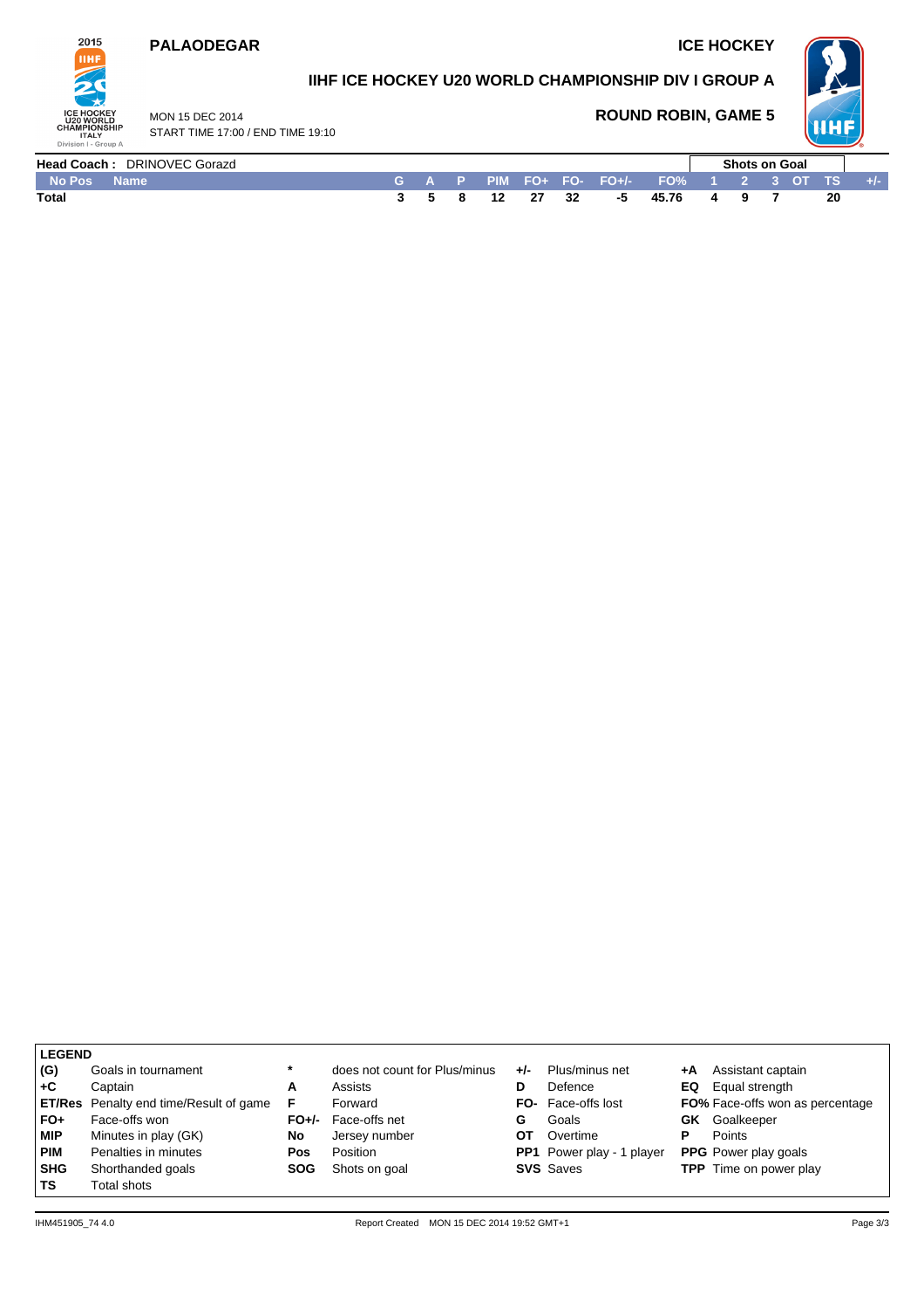**PALAODEGAR** **ICE HOCKEY**

## IIHF ICE HOCKEY U20 WORLD CHAMPIONSHIP DIV I GROUP A

MON 15 DEC 2014
START TIME 17:00 / END TIME 19:10

**ROUND ROBIN, GAME 5**

**Head Coach :** DRINOVEC Gorazd

| No | Pos | Name | G | A | P | PIM | FO+ | FO- | FO+/- | FO% | Shots on Goal 1 | 2 | 3 | OT | TS | +/- |
|---|---|---|---|---|---|---|---|---|---|---|---|---|---|---|---|---|
| **Total** | | | 3 | 5 | 8 | 12 | 27 | 32 | -5 | 45.76 | 4 | 9 | 7 | | 20 | |

| LEGEND | | | | | | | |
|---|---|---|---|---|---|---|---|
| (G) | Goals in tournament | * | does not count for Plus/minus | +/- | Plus/minus net | +A | Assistant captain |
| +C | Captain | A | Assists | D | Defence | EQ | Equal strength |
| ET/Res | Penalty end time/Result of game | F | Forward | FO- | Face-offs lost | FO% | Face-offs won as percentage |
| FO+ | Face-offs won | FO+/- | Face-offs net | G | Goals | GK | Goalkeeper |
| MIP | Minutes in play (GK) | No | Jersey number | OT | Overtime | P | Points |
| PIM | Penalties in minutes | Pos | Position | PP1 | Power play - 1 player | PPG | Power play goals |
| SHG | Shorthanded goals | SOG | Shots on goal | SVS | Saves | TPP | Time on power play |
| TS | Total shots | | | | | | |

IHM451905_74 4.0 Report Created MON 15 DEC 2014 19:52 GMT+1